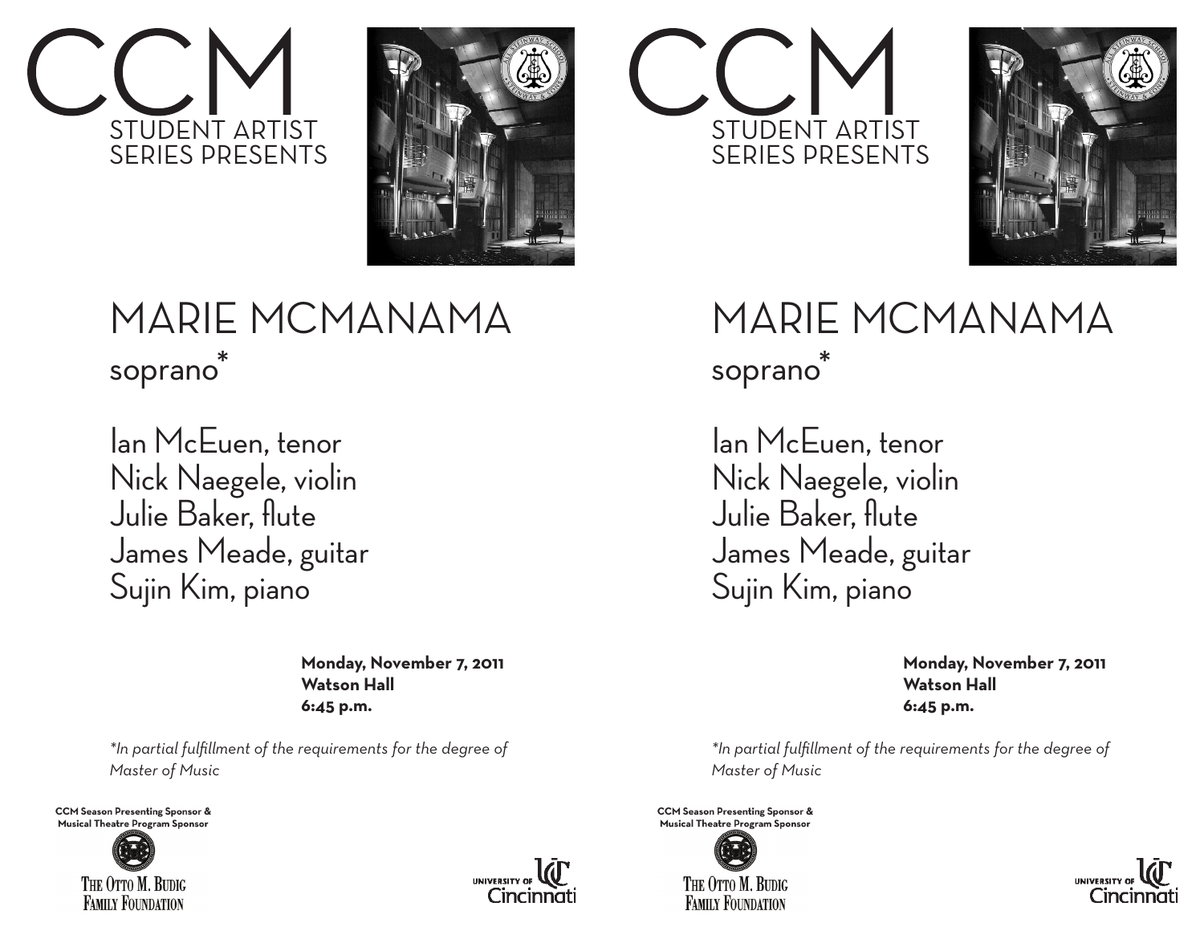# CCM

STUDENT ARTIST SERIES PRESENTS

## MARIE MCMANAMA

soprano*

Ian McEuen, tenor
Nick Naegele, violin
Julie Baker, flute
James Meade, guitar
Sujin Kim, piano

**Monday, November 7, 2011**
**Watson Hall**
**6:45 p.m.**

*\*In partial fulfillment of the requirements for the degree of Master of Music*

**CCM Season Presenting Sponsor & Musical Theatre Program Sponsor**

THE OTTO M. BUDIG FAMILY FOUNDATION

UNIVERSITY OF Cincinnati

# CCM

STUDENT ARTIST SERIES PRESENTS

## MARIE MCMANAMA

soprano*

Ian McEuen, tenor
Nick Naegele, violin
Julie Baker, flute
James Meade, guitar
Sujin Kim, piano

**Monday, November 7, 2011**
**Watson Hall**
**6:45 p.m.**

*\*In partial fulfillment of the requirements for the degree of Master of Music*

**CCM Season Presenting Sponsor & Musical Theatre Program Sponsor**

THE OTTO M. BUDIG FAMILY FOUNDATION

UNIVERSITY OF Cincinnati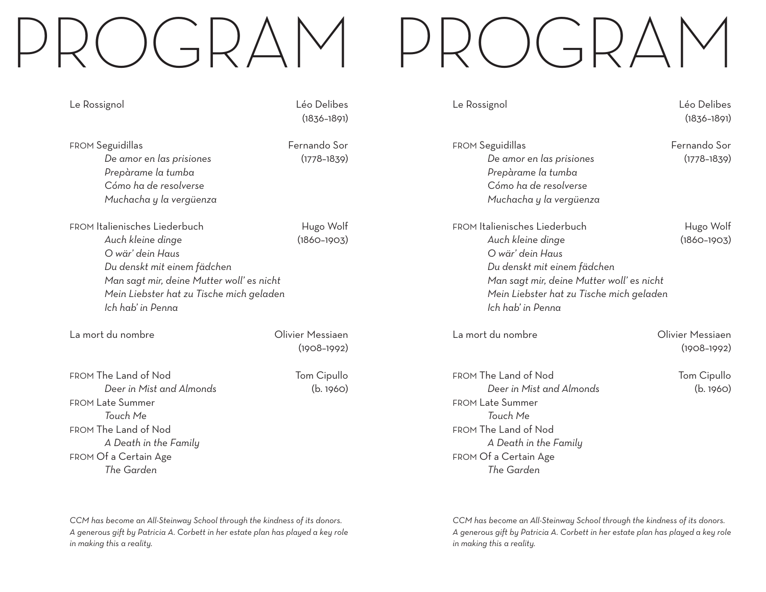# PROGRAM

Le Rossignol — Léo Delibes (1836–1891)

FROM Seguidillas — Fernando Sor (1778–1839)

*De amor en las prisiones*
*Prepàrame la tumba*
*Cómo ha de resolverse*
*Muchacha y la vergüenza*

FROM Italienisches Liederbuch — Hugo Wolf (1860–1903)

*Auch kleine dinge*
*O wär' dein Haus*
*Du denskt mit einem fädchen*
*Man sagt mir, deine Mutter woll' es nicht*
*Mein Liebster hat zu Tische mich geladen*
*Ich hab' in Penna*

La mort du nombre — Olivier Messiaen (1908–1992)

FROM The Land of Nod — Tom Cipullo (b. 1960)
*Deer in Mist and Almonds*
FROM Late Summer
*Touch Me*
FROM The Land of Nod
*A Death in the Family*
FROM Of a Certain Age
*The Garden*

*CCM has become an All-Steinway School through the kindness of its donors. A generous gift by Patricia A. Corbett in her estate plan has played a key role in making this a reality.*

# PROGRAM

Le Rossignol — Léo Delibes (1836–1891)

FROM Seguidillas — Fernando Sor (1778–1839)

*De amor en las prisiones*
*Prepàrame la tumba*
*Cómo ha de resolverse*
*Muchacha y la vergüenza*

FROM Italienisches Liederbuch — Hugo Wolf (1860–1903)

*Auch kleine dinge*
*O wär' dein Haus*
*Du denskt mit einem fädchen*
*Man sagt mir, deine Mutter woll' es nicht*
*Mein Liebster hat zu Tische mich geladen*
*Ich hab' in Penna*

La mort du nombre — Olivier Messiaen (1908–1992)

FROM The Land of Nod — Tom Cipullo (b. 1960)
*Deer in Mist and Almonds*
FROM Late Summer
*Touch Me*
FROM The Land of Nod
*A Death in the Family*
FROM Of a Certain Age
*The Garden*

*CCM has become an All-Steinway School through the kindness of its donors. A generous gift by Patricia A. Corbett in her estate plan has played a key role in making this a reality.*